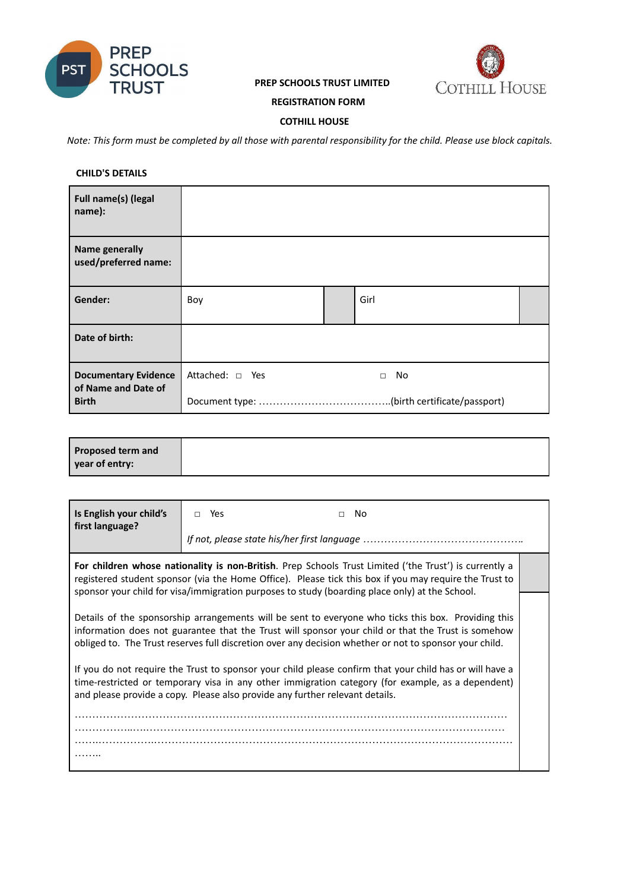PREP SCHOOLS TRUST

**PREP SCHOOLS TRUST LIMITED**

**REGISTRATION FORM**

**COTHILL HOUSE**

COTHILL HOUSE

*Note: This form must be completed by all those with parental responsibility for the child. Please use block capitals.*

**CHILD'S DETAILS**

| | | | | |
|---|---|---|---|---|
| **Full name(s) (legal name):** | | | | |
| **Name generally used/preferred name:** | | | | |
| **Gender:** | Boy | | Girl | |
| **Date of birth:** | | | | |
| **Documentary Evidence of Name and Date of Birth** | Attached: □ Yes □ No<br>Document type: ………………………………..(birth certificate/passport) | | | |

| | |
|---|---|
| **Proposed term and year of entry:** | |

| | |
|---|---|
| **Is English your child's first language?** | □ Yes □ No<br>*If not, please state his/her first language* ……………………………………….. |

| | |
|---|---|
| **For children whose nationality is non-British**. Prep Schools Trust Limited ('the Trust') is currently a registered student sponsor (via the Home Office). Please tick this box if you may require the Trust to sponsor your child for visa/immigration purposes to study (boarding place only) at the School. | |
| Details of the sponsorship arrangements will be sent to everyone who ticks this box. Providing this information does not guarantee that the Trust will sponsor your child or that the Trust is somehow obliged to. The Trust reserves full discretion over any decision whether or not to sponsor your child.<br><br>If you do not require the Trust to sponsor your child please confirm that your child has or will have a time-restricted or temporary visa in any other immigration category (for example, as a dependent) and please provide a copy. Please also provide any further relevant details.<br><br>………………………………………………………………………………………………………………<br>………………………………………………………………………………………………………………<br>………………………………………………………………………………………………………………<br>…….. | |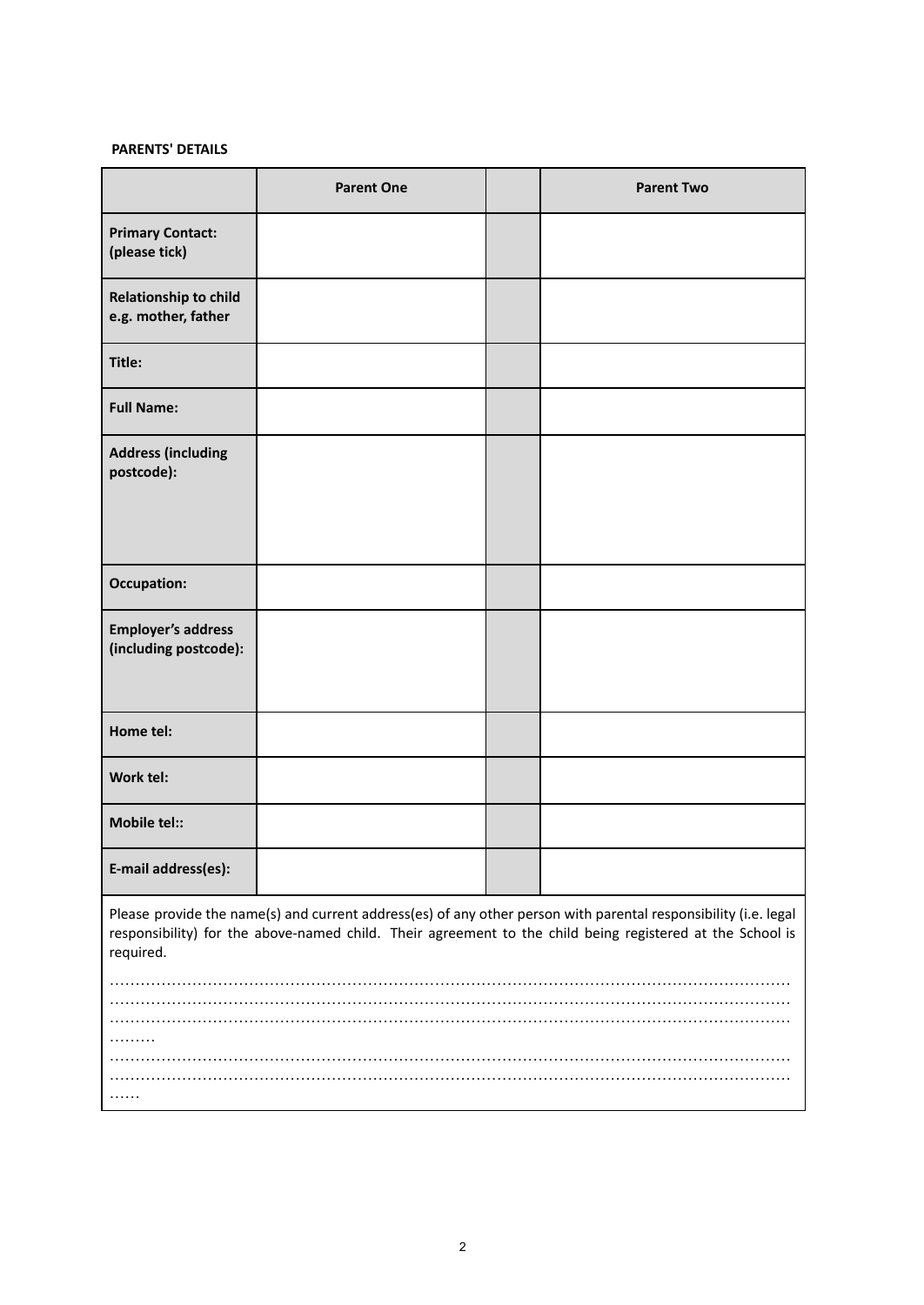**PARENTS' DETAILS**

| | Parent One | | Parent Two |
|---|---|---|---|
| **Primary Contact: (please tick)** | | | |
| **Relationship to child e.g. mother, father** | | | |
| **Title:** | | | |
| **Full Name:** | | | |
| **Address (including postcode):** | | | |
| **Occupation:** | | | |
| **Employer's address (including postcode):** | | | |
| **Home tel:** | | | |
| **Work tel:** | | | |
| **Mobile tel::** | | | |
| **E-mail address(es):** | | | |

Please provide the name(s) and current address(es) of any other person with parental responsibility (i.e. legal responsibility) for the above-named child. Their agreement to the child being registered at the School is required.

……………………………………………………………………………………………………………………
……………………………………………………………………………………………………………………
……………………………………………………………………………………………………………………
………
……………………………………………………………………………………………………………………
……………………………………………………………………………………………………………………
……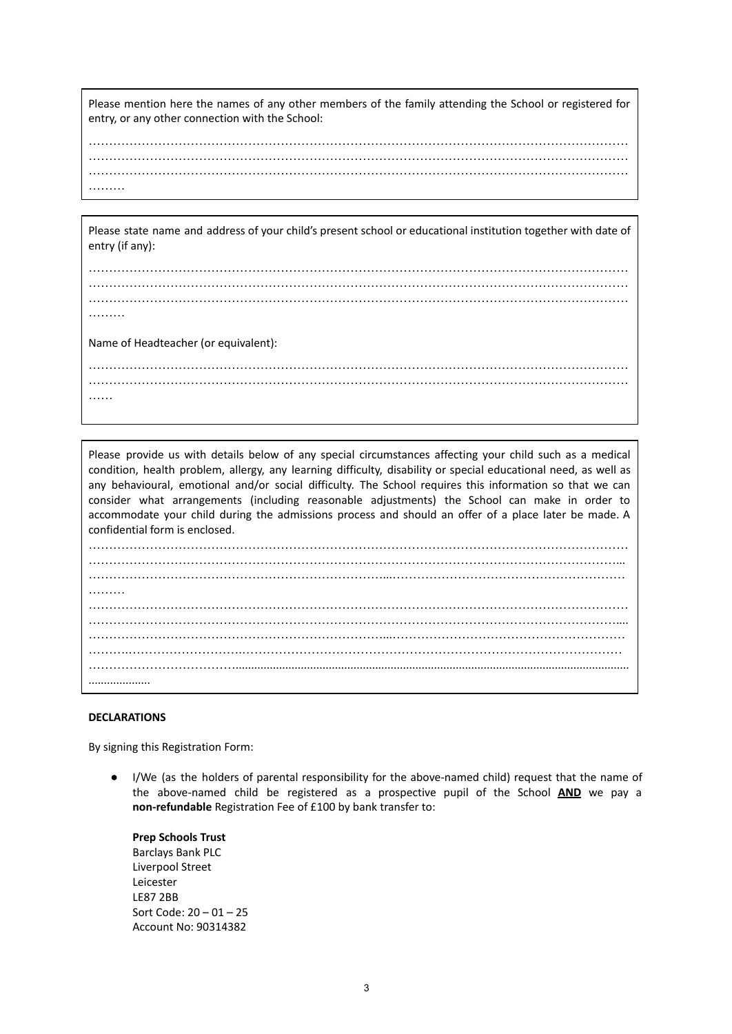Please mention here the names of any other members of the family attending the School or registered for entry, or any other connection with the School:

…………………………………………………………………………………………………………………………
…………………………………………………………………………………………………………………………
…………………………………………………………………………………………………………………………
………

Please state name and address of your child's present school or educational institution together with date of entry (if any):

…………………………………………………………………………………………………………………………
…………………………………………………………………………………………………………………………
…………………………………………………………………………………………………………………………
………

Name of Headteacher (or equivalent):

…………………………………………………………………………………………………………………………
…………………………………………………………………………………………………………………………
……

Please provide us with details below of any special circumstances affecting your child such as a medical condition, health problem, allergy, any learning difficulty, disability or special educational need, as well as any behavioural, emotional and/or social difficulty. The School requires this information so that we can consider what arrangements (including reasonable adjustments) the School can make in order to accommodate your child during the admissions process and should an offer of a place later be made. A confidential form is enclosed.

…………………………………………………………………………………………………………………………
…………………………………………………………………………………………………………………………
…………………………………………………………………………………………………………………………
………
…………………………………………………………………………………………………………………………
…………………………………………………………………………………………………………………………
…………………………………………………………………………………………………………………………
…………………………………………………………………………………………………………………………
…………………………………………………………………………………………………………………………
………………..

**DECLARATIONS**

By signing this Registration Form:

- I/We (as the holders of parental responsibility for the above-named child) request that the name of the above-named child be registered as a prospective pupil of the School **AND** we pay a **non-refundable** Registration Fee of £100 by bank transfer to:

  **Prep Schools Trust**
  Barclays Bank PLC
  Liverpool Street
  Leicester
  LE87 2BB
  Sort Code: 20 – 01 – 25
  Account No: 90314382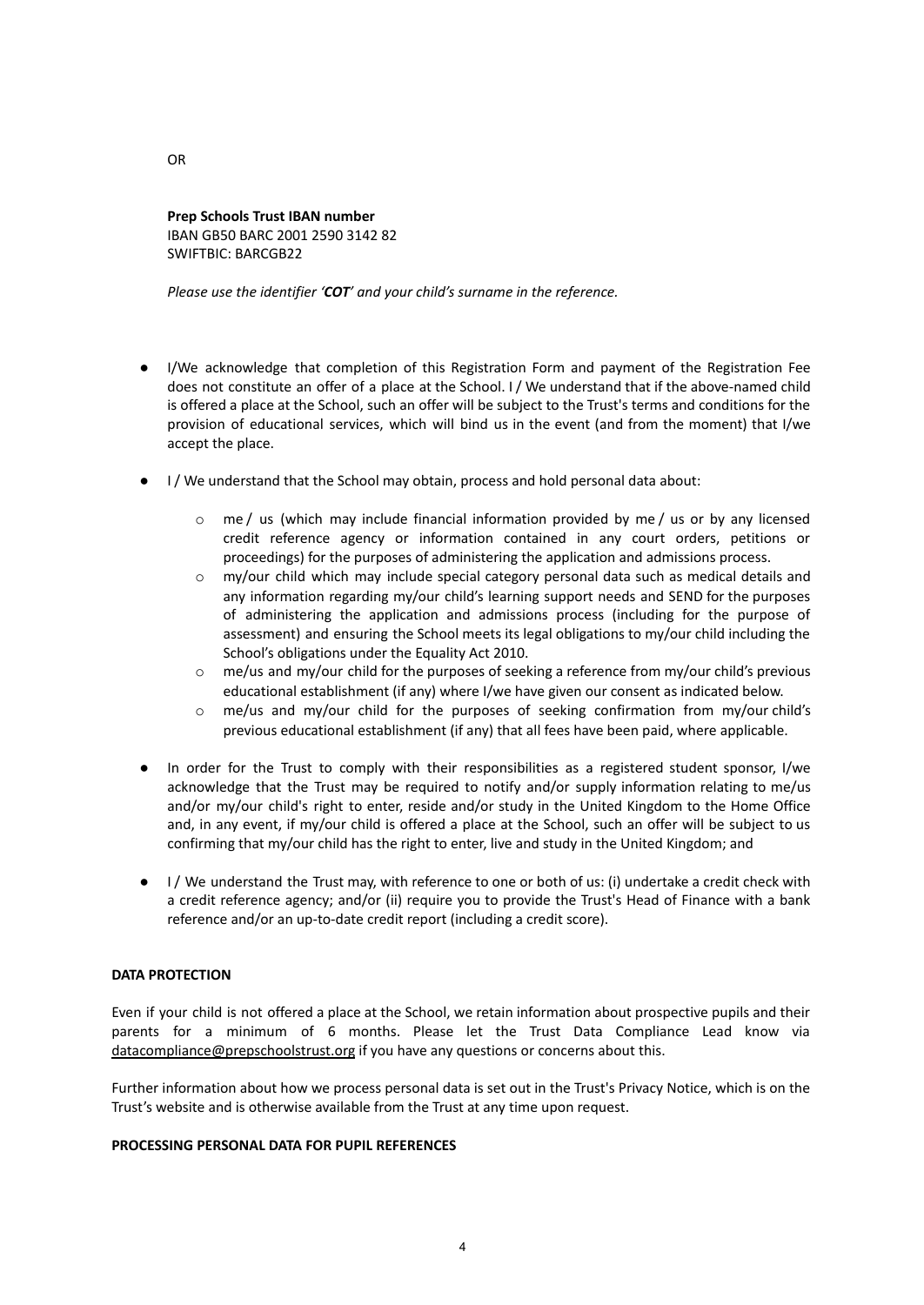OR

**Prep Schools Trust IBAN number**
IBAN GB50 BARC 2001 2590 3142 82
SWIFTBIC: BARCGB22

*Please use the identifier '**COT**' and your child's surname in the reference.*

- I/We acknowledge that completion of this Registration Form and payment of the Registration Fee does not constitute an offer of a place at the School. I / We understand that if the above-named child is offered a place at the School, such an offer will be subject to the Trust's terms and conditions for the provision of educational services, which will bind us in the event (and from the moment) that I/we accept the place.

- I / We understand that the School may obtain, process and hold personal data about:

    - me / us (which may include financial information provided by me / us or by any licensed credit reference agency or information contained in any court orders, petitions or proceedings) for the purposes of administering the application and admissions process.
    - my/our child which may include special category personal data such as medical details and any information regarding my/our child's learning support needs and SEND for the purposes of administering the application and admissions process (including for the purpose of assessment) and ensuring the School meets its legal obligations to my/our child including the School's obligations under the Equality Act 2010.
    - me/us and my/our child for the purposes of seeking a reference from my/our child's previous educational establishment (if any) where I/we have given our consent as indicated below.
    - me/us and my/our child for the purposes of seeking confirmation from my/our child's previous educational establishment (if any) that all fees have been paid, where applicable.

- In order for the Trust to comply with their responsibilities as a registered student sponsor, I/we acknowledge that the Trust may be required to notify and/or supply information relating to me/us and/or my/our child's right to enter, reside and/or study in the United Kingdom to the Home Office and, in any event, if my/our child is offered a place at the School, such an offer will be subject to us confirming that my/our child has the right to enter, live and study in the United Kingdom; and

- I / We understand the Trust may, with reference to one or both of us: (i) undertake a credit check with a credit reference agency; and/or (ii) require you to provide the Trust's Head of Finance with a bank reference and/or an up-to-date credit report (including a credit score).

**DATA PROTECTION**

Even if your child is not offered a place at the School, we retain information about prospective pupils and their parents for a minimum of 6 months. Please let the Trust Data Compliance Lead know via datacompliance@prepschoolstrust.org if you have any questions or concerns about this.

Further information about how we process personal data is set out in the Trust's Privacy Notice, which is on the Trust's website and is otherwise available from the Trust at any time upon request.

**PROCESSING PERSONAL DATA FOR PUPIL REFERENCES**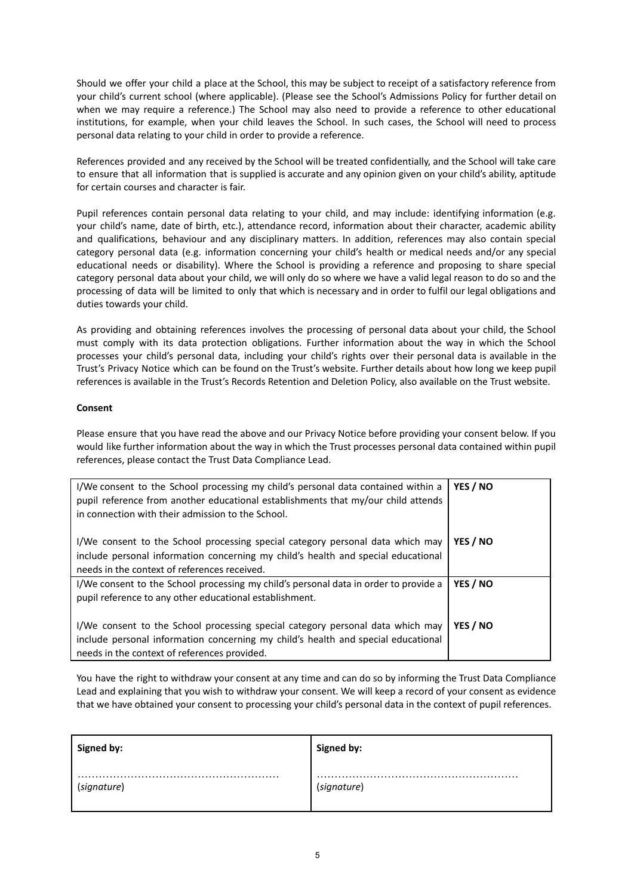Should we offer your child a place at the School, this may be subject to receipt of a satisfactory reference from your child's current school (where applicable). (Please see the School's Admissions Policy for further detail on when we may require a reference.) The School may also need to provide a reference to other educational institutions, for example, when your child leaves the School. In such cases, the School will need to process personal data relating to your child in order to provide a reference.

References provided and any received by the School will be treated confidentially, and the School will take care to ensure that all information that is supplied is accurate and any opinion given on your child's ability, aptitude for certain courses and character is fair.

Pupil references contain personal data relating to your child, and may include: identifying information (e.g. your child's name, date of birth, etc.), attendance record, information about their character, academic ability and qualifications, behaviour and any disciplinary matters. In addition, references may also contain special category personal data (e.g. information concerning your child's health or medical needs and/or any special educational needs or disability). Where the School is providing a reference and proposing to share special category personal data about your child, we will only do so where we have a valid legal reason to do so and the processing of data will be limited to only that which is necessary and in order to fulfil our legal obligations and duties towards your child.

As providing and obtaining references involves the processing of personal data about your child, the School must comply with its data protection obligations. Further information about the way in which the School processes your child's personal data, including your child's rights over their personal data is available in the Trust's Privacy Notice which can be found on the Trust's website. Further details about how long we keep pupil references is available in the Trust's Records Retention and Deletion Policy, also available on the Trust website.

**Consent**

Please ensure that you have read the above and our Privacy Notice before providing your consent below. If you would like further information about the way in which the Trust processes personal data contained within pupil references, please contact the Trust Data Compliance Lead.

| | |
|---|---|
| I/We consent to the School processing my child's personal data contained within a pupil reference from another educational establishments that my/our child attends in connection with their admission to the School. | **YES / NO** |
| I/We consent to the School processing special category personal data which may include personal information concerning my child's health and special educational needs in the context of references received. | **YES / NO** |
| I/We consent to the School processing my child's personal data in order to provide a pupil reference to any other educational establishment. | **YES / NO** |
| I/We consent to the School processing special category personal data which may include personal information concerning my child's health and special educational needs in the context of references provided. | **YES / NO** |

You have the right to withdraw your consent at any time and can do so by informing the Trust Data Compliance Lead and explaining that you wish to withdraw your consent. We will keep a record of your consent as evidence that we have obtained your consent to processing your child's personal data in the context of pupil references.

| **Signed by:** | **Signed by:** |
|---|---|
| ……………………………………………………… (*signature*) | ……………………………………………………… (*signature*) |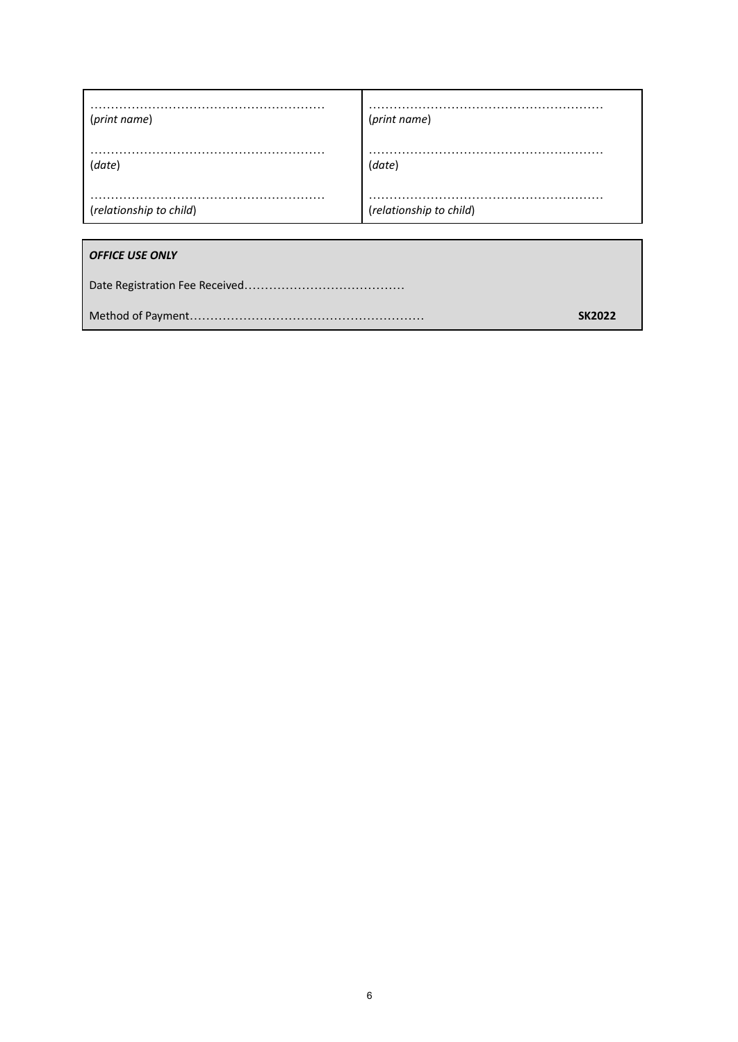| | |
|---|---|
| ……………………………………………… (*print name*) | ……………………………………………… (*print name*) |
| ……………………………………………… (*date*) | ……………………………………………… (*date*) |
| ……………………………………………… (*relationship to child*) | ……………………………………………… (*relationship to child*) |

***OFFICE USE ONLY***

Date Registration Fee Received…………………………………

Method of Payment…………………………………………………… **SK2022**